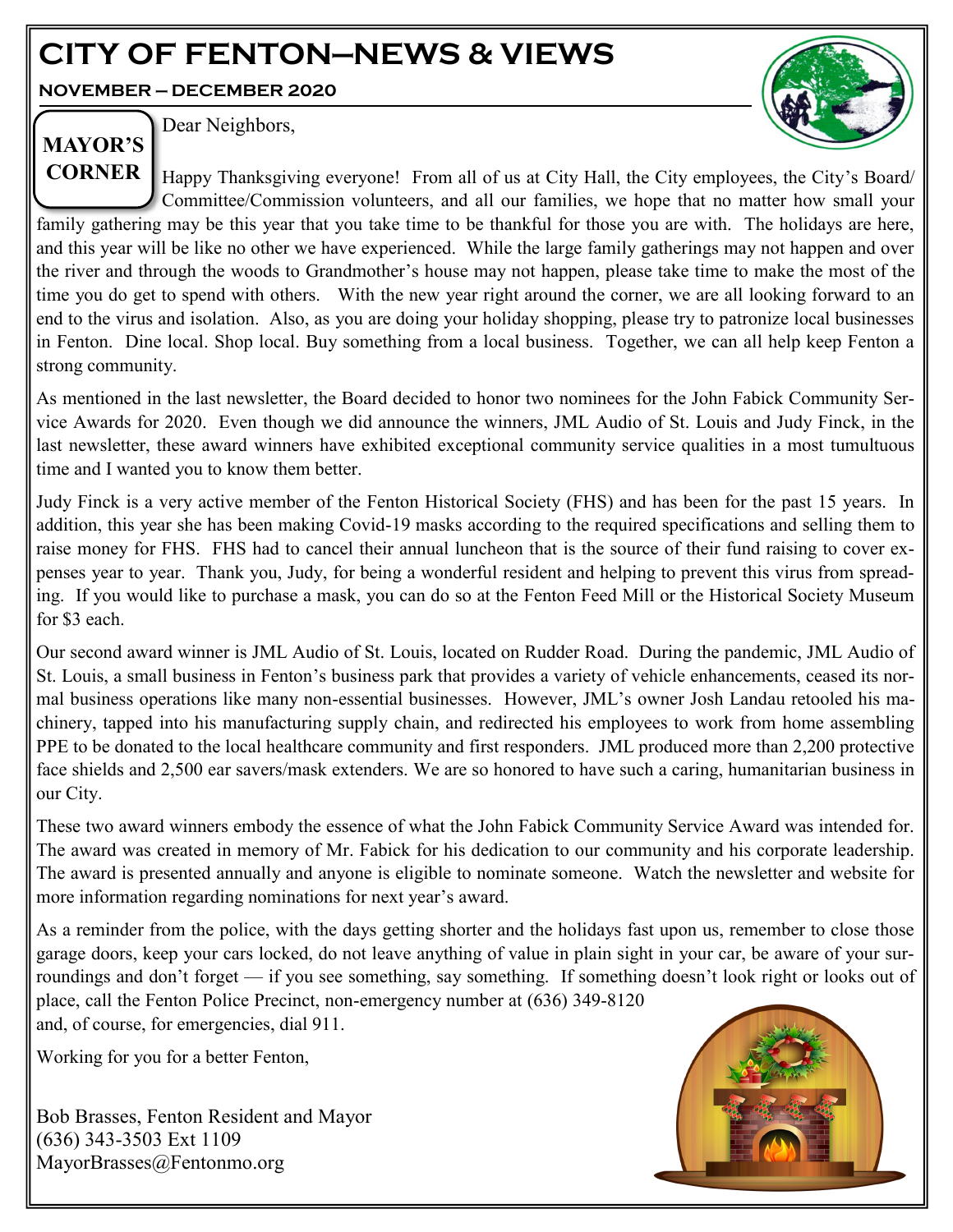# CITY OF FENTON—NEWS & VIEWS

**NOVEMBER – DECEMBER 2020**

## MAYOR'S CORNER

Dear Neighbors,

Happy Thanksgiving everyone! From all of us at City Hall, the City employees, the City's Board/ Committee/Commission volunteers, and all our families, we hope that no matter how small your family gathering may be this year that you take time to be thankful for those you are with. The holidays are here, and this year will be like no other we have experienced. While the large family gatherings may not happen and over the river and through the woods to Grandmother's house may not happen, please take time to make the most of the time you do get to spend with others. With the new year right around the corner, we are all looking forward to an end to the virus and isolation. Also, as you are doing your holiday shopping, please try to patronize local businesses in Fenton. Dine local. Shop local. Buy something from a local business. Together, we can all help keep Fenton a strong community.

As mentioned in the last newsletter, the Board decided to honor two nominees for the John Fabick Community Service Awards for 2020. Even though we did announce the winners, JML Audio of St. Louis and Judy Finck, in the last newsletter, these award winners have exhibited exceptional community service qualities in a most tumultuous time and I wanted you to know them better.

Judy Finck is a very active member of the Fenton Historical Society (FHS) and has been for the past 15 years. In addition, this year she has been making Covid-19 masks according to the required specifications and selling them to raise money for FHS. FHS had to cancel their annual luncheon that is the source of their fund raising to cover expenses year to year. Thank you, Judy, for being a wonderful resident and helping to prevent this virus from spreading. If you would like to purchase a mask, you can do so at the Fenton Feed Mill or the Historical Society Museum for $3 each.

Our second award winner is JML Audio of St. Louis, located on Rudder Road. During the pandemic, JML Audio of St. Louis, a small business in Fenton's business park that provides a variety of vehicle enhancements, ceased its normal business operations like many non-essential businesses. However, JML's owner Josh Landau retooled his machinery, tapped into his manufacturing supply chain, and redirected his employees to work from home assembling PPE to be donated to the local healthcare community and first responders. JML produced more than 2,200 protective face shields and 2,500 ear savers/mask extenders. We are so honored to have such a caring, humanitarian business in our City.

These two award winners embody the essence of what the John Fabick Community Service Award was intended for. The award was created in memory of Mr. Fabick for his dedication to our community and his corporate leadership. The award is presented annually and anyone is eligible to nominate someone. Watch the newsletter and website for more information regarding nominations for next year's award.

As a reminder from the police, with the days getting shorter and the holidays fast upon us, remember to close those garage doors, keep your cars locked, do not leave anything of value in plain sight in your car, be aware of your surroundings and don't forget — if you see something, say something. If something doesn't look right or looks out of place, call the Fenton Police Precinct, non-emergency number at (636) 349-8120 and, of course, for emergencies, dial 911.

Working for you for a better Fenton,

Bob Brasses, Fenton Resident and Mayor
(636) 343-3503 Ext 1109
MayorBrasses@Fentonmo.org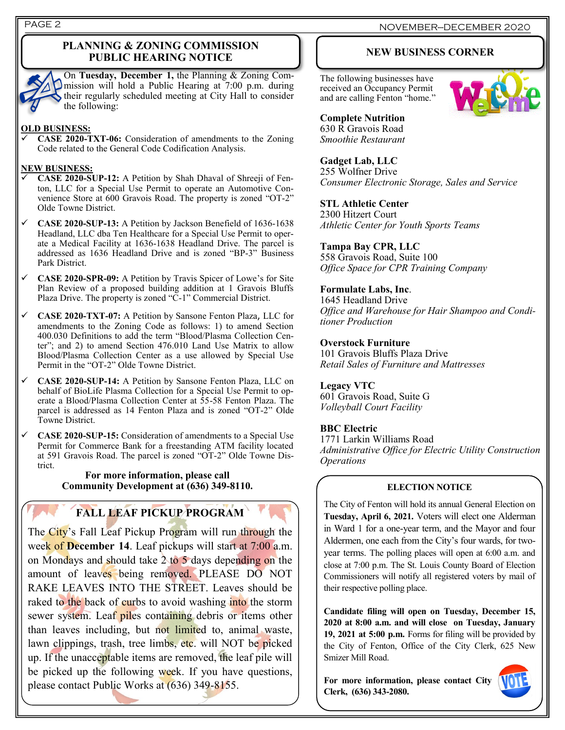## PLANNING & ZONING COMMISSION PUBLIC HEARING NOTICE

On **Tuesday, December 1,** the Planning & Zoning Commission will hold a Public Hearing at 7:00 p.m. during their regularly scheduled meeting at City Hall to consider the following:

**OLD BUSINESS:**

- ✓ **CASE 2020-TXT-06:** Consideration of amendments to the Zoning Code related to the General Code Codification Analysis.

**NEW BUSINESS:**

- ✓ **CASE 2020-SUP-12:** A Petition by Shah Dhaval of Shreeji of Fenton, LLC for a Special Use Permit to operate an Automotive Convenience Store at 600 Gravois Road. The property is zoned "OT-2" Olde Towne District.
- ✓ **CASE 2020-SUP-13:** A Petition by Jackson Benefield of 1636-1638 Headland, LLC dba Ten Healthcare for a Special Use Permit to operate a Medical Facility at 1636-1638 Headland Drive. The parcel is addressed as 1636 Headland Drive and is zoned "BP-3" Business Park District.
- ✓ **CASE 2020-SPR-09:** A Petition by Travis Spicer of Lowe's for Site Plan Review of a proposed building addition at 1 Gravois Bluffs Plaza Drive. The property is zoned "C-1" Commercial District.
- ✓ **CASE 2020-TXT-07:** A Petition by Sansone Fenton Plaza, LLC for amendments to the Zoning Code as follows: 1) to amend Section 400.030 Definitions to add the term "Blood/Plasma Collection Center"; and 2) to amend Section 476.010 Land Use Matrix to allow Blood/Plasma Collection Center as a use allowed by Special Use Permit in the "OT-2" Olde Towne District.
- ✓ **CASE 2020-SUP-14:** A Petition by Sansone Fenton Plaza, LLC on behalf of BioLife Plasma Collection for a Special Use Permit to operate a Blood/Plasma Collection Center at 55-58 Fenton Plaza. The parcel is addressed as 14 Fenton Plaza and is zoned "OT-2" Olde Towne District.
- ✓ **CASE 2020-SUP-15:** Consideration of amendments to a Special Use Permit for Commerce Bank for a freestanding ATM facility located at 591 Gravois Road. The parcel is zoned "OT-2" Olde Towne District.

**For more information, please call Community Development at (636) 349-8110.**

## FALL LEAF PICKUP PROGRAM

The City's Fall Leaf Pickup Program will run through the week of **December 14**. Leaf pickups will start at 7:00 a.m. on Mondays and should take 2 to 5 days depending on the amount of leaves being removed. PLEASE DO NOT RAKE LEAVES INTO THE STREET. Leaves should be raked to the back of curbs to avoid washing into the storm sewer system. Leaf piles containing debris or items other than leaves including, but not limited to, animal waste, lawn clippings, trash, tree limbs, etc. will NOT be picked up. If the unacceptable items are removed, the leaf pile will be picked up the following week. If you have questions, please contact Public Works at (636) 349-8155.

## NEW BUSINESS CORNER

The following businesses have received an Occupancy Permit and are calling Fenton "home."

**Complete Nutrition**
630 R Gravois Road
*Smoothie Restaurant*

**Gadget Lab, LLC**
255 Wolfner Drive
*Consumer Electronic Storage, Sales and Service*

**STL Athletic Center**
2300 Hitzert Court
*Athletic Center for Youth Sports Teams*

**Tampa Bay CPR, LLC**
558 Gravois Road, Suite 100
*Office Space for CPR Training Company*

**Formulate Labs, Inc**.
1645 Headland Drive
*Office and Warehouse for Hair Shampoo and Conditioner Production*

**Overstock Furniture**
101 Gravois Bluffs Plaza Drive
*Retail Sales of Furniture and Mattresses*

**Legacy VTC**
601 Gravois Road, Suite G
*Volleyball Court Facility*

**BBC Electric**
1771 Larkin Williams Road
*Administrative Office for Electric Utility Construction Operations*

## ELECTION NOTICE

The City of Fenton will hold its annual General Election on **Tuesday, April 6, 2021.** Voters will elect one Alderman in Ward 1 for a one-year term, and the Mayor and four Aldermen, one each from the City's four wards, for two-year terms. The polling places will open at 6:00 a.m. and close at 7:00 p.m. The St. Louis County Board of Election Commissioners will notify all registered voters by mail of their respective polling place.

**Candidate filing will open on Tuesday, December 15, 2020 at 8:00 a.m. and will close on Tuesday, January 19, 2021 at 5:00 p.m.** Forms for filing will be provided by the City of Fenton, Office of the City Clerk, 625 New Smizer Mill Road.

**For more information, please contact City Clerk, (636) 343-2080.**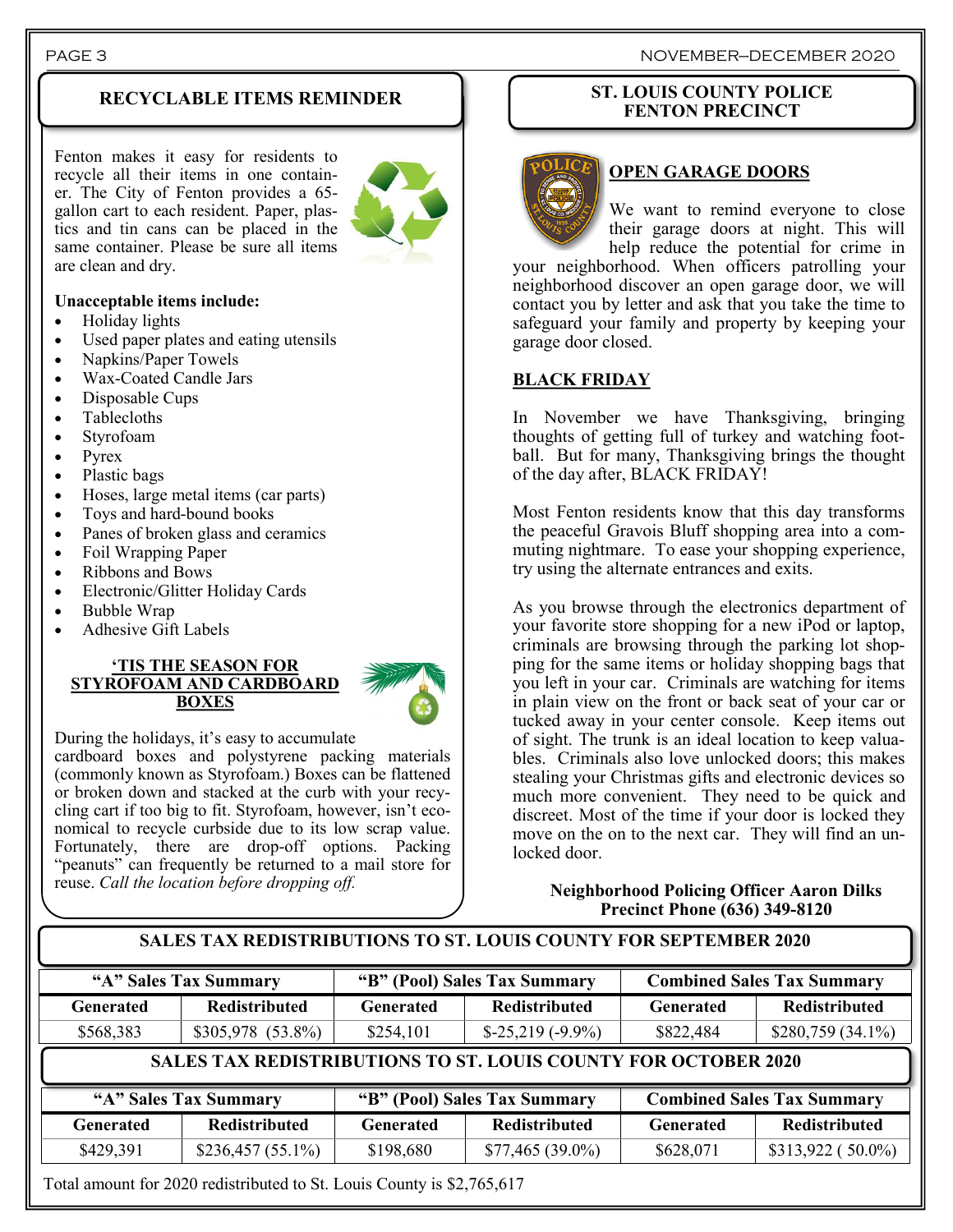## RECYCLABLE ITEMS REMINDER

Fenton makes it easy for residents to recycle all their items in one container. The City of Fenton provides a 65-gallon cart to each resident. Paper, plastics and tin cans can be placed in the same container. Please be sure all items are clean and dry.

**Unacceptable items include:**

- Holiday lights
- Used paper plates and eating utensils
- Napkins/Paper Towels
- Wax-Coated Candle Jars
- Disposable Cups
- Tablecloths
- Styrofoam
- Pyrex
- Plastic bags
- Hoses, large metal items (car parts)
- Toys and hard-bound books
- Panes of broken glass and ceramics
- Foil Wrapping Paper
- Ribbons and Bows
- Electronic/Glitter Holiday Cards
- Bubble Wrap
- Adhesive Gift Labels

### 'TIS THE SEASON FOR STYROFOAM AND CARDBOARD BOXES

During the holidays, it's easy to accumulate cardboard boxes and polystyrene packing materials (commonly known as Styrofoam.) Boxes can be flattened or broken down and stacked at the curb with your recycling cart if too big to fit. Styrofoam, however, isn't economical to recycle curbside due to its low scrap value. Fortunately, there are drop-off options. Packing "peanuts" can frequently be returned to a mail store for reuse. *Call the location before dropping off.*

## ST. LOUIS COUNTY POLICE FENTON PRECINCT

### OPEN GARAGE DOORS

We want to remind everyone to close their garage doors at night. This will help reduce the potential for crime in your neighborhood. When officers patrolling your neighborhood discover an open garage door, we will contact you by letter and ask that you take the time to safeguard your family and property by keeping your garage door closed.

### BLACK FRIDAY

In November we have Thanksgiving, bringing thoughts of getting full of turkey and watching football. But for many, Thanksgiving brings the thought of the day after, BLACK FRIDAY!

Most Fenton residents know that this day transforms the peaceful Gravois Bluff shopping area into a commuting nightmare. To ease your shopping experience, try using the alternate entrances and exits.

As you browse through the electronics department of your favorite store shopping for a new iPod or laptop, criminals are browsing through the parking lot shopping for the same items or holiday shopping bags that you left in your car. Criminals are watching for items in plain view on the front or back seat of your car or tucked away in your center console. Keep items out of sight. The trunk is an ideal location to keep valuables. Criminals also love unlocked doors; this makes stealing your Christmas gifts and electronic devices so much more convenient. They need to be quick and discreet. Most of the time if your door is locked they move on the on to the next car. They will find an unlocked door.

**Neighborhood Policing Officer Aaron Dilks**
**Precinct Phone (636) 349-8120**

## SALES TAX REDISTRIBUTIONS TO ST. LOUIS COUNTY FOR SEPTEMBER 2020

| "A" Sales Tax Summary | | "B" (Pool) Sales Tax Summary | | Combined Sales Tax Summary | |
|---|---|---|---|---|---|
| **Generated** | **Redistributed** | **Generated** | **Redistributed** | **Generated** | **Redistributed** |
| $568,383 | $305,978 (53.8%) | $254,101 | $-25,219 (-9.9%) | $822,484 | $280,759 (34.1%) |

## SALES TAX REDISTRIBUTIONS TO ST. LOUIS COUNTY FOR OCTOBER 2020

| "A" Sales Tax Summary | | "B" (Pool) Sales Tax Summary | | Combined Sales Tax Summary | |
|---|---|---|---|---|---|
| **Generated** | **Redistributed** | **Generated** | **Redistributed** | **Generated** | **Redistributed** |
| $429,391 | $236,457 (55.1%) | $198,680 | $77,465 (39.0%) | $628,071 | $313,922 ( 50.0%) |

Total amount for 2020 redistributed to St. Louis County is $2,765,617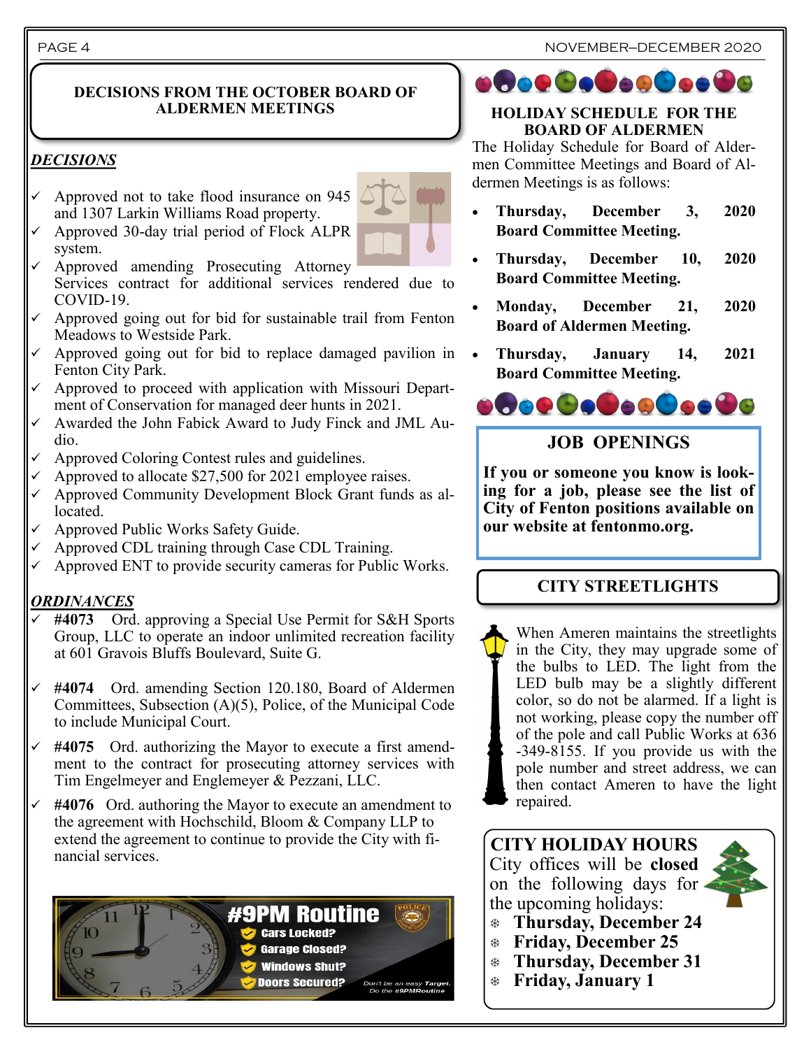## DECISIONS FROM THE OCTOBER BOARD OF ALDERMEN MEETINGS

### ***DECISIONS***

- ✓ Approved not to take flood insurance on 945 and 1307 Larkin Williams Road property.
- ✓ Approved 30-day trial period of Flock ALPR system.
- ✓ Approved amending Prosecuting Attorney Services contract for additional services rendered due to COVID-19.
- ✓ Approved going out for bid for sustainable trail from Fenton Meadows to Westside Park.
- ✓ Approved going out for bid to replace damaged pavilion in Fenton City Park.
- ✓ Approved to proceed with application with Missouri Department of Conservation for managed deer hunts in 2021.
- ✓ Awarded the John Fabick Award to Judy Finck and JML Audio.
- ✓ Approved Coloring Contest rules and guidelines.
- ✓ Approved to allocate $27,500 for 2021 employee raises.
- ✓ Approved Community Development Block Grant funds as allocated.
- ✓ Approved Public Works Safety Guide.
- ✓ Approved CDL training through Case CDL Training.
- ✓ Approved ENT to provide security cameras for Public Works.

### ***ORDINANCES***

- ✓ **#4073** Ord. approving a Special Use Permit for S&H Sports Group, LLC to operate an indoor unlimited recreation facility at 601 Gravois Bluffs Boulevard, Suite G.
- ✓ **#4074** Ord. amending Section 120.180, Board of Aldermen Committees, Subsection (A)(5), Police, of the Municipal Code to include Municipal Court.
- ✓ **#4075** Ord. authorizing the Mayor to execute a first amendment to the contract for prosecuting attorney services with Tim Engelmeyer and Englemeyer & Pezzani, LLC.
- ✓ **#4076** Ord. authoring the Mayor to execute an amendment to the agreement with Hochschild, Bloom & Company LLP to extend the agreement to continue to provide the City with financial services.

**#9PM Routine**
- Cars Locked?
- Garage Closed?
- Windows Shut?
- Doors Secured?

Don't be an easy **Target.** Do the #9PMRoutine

## HOLIDAY SCHEDULE FOR THE BOARD OF ALDERMEN

The Holiday Schedule for Board of Aldermen Committee Meetings and Board of Aldermen Meetings is as follows:

- **Thursday, December 3, 2020 Board Committee Meeting.**
- **Thursday, December 10, 2020 Board Committee Meeting.**
- **Monday, December 21, 2020 Board of Aldermen Meeting.**
- **Thursday, January 14, 2021 Board Committee Meeting.**

## JOB OPENINGS

**If you or someone you know is looking for a job, please see the list of City of Fenton positions available on our website at fentonmo.org.**

## CITY STREETLIGHTS

When Ameren maintains the streetlights in the City, they may upgrade some of the bulbs to LED. The light from the LED bulb may be a slightly different color, so do not be alarmed. If a light is not working, please copy the number off of the pole and call Public Works at 636-349-8155. If you provide us with the pole number and street address, we can then contact Ameren to have the light repaired.

## CITY HOLIDAY HOURS

City offices will be **closed** on the following days for the upcoming holidays:

- **Thursday, December 24**
- **Friday, December 25**
- **Thursday, December 31**
- **Friday, January 1**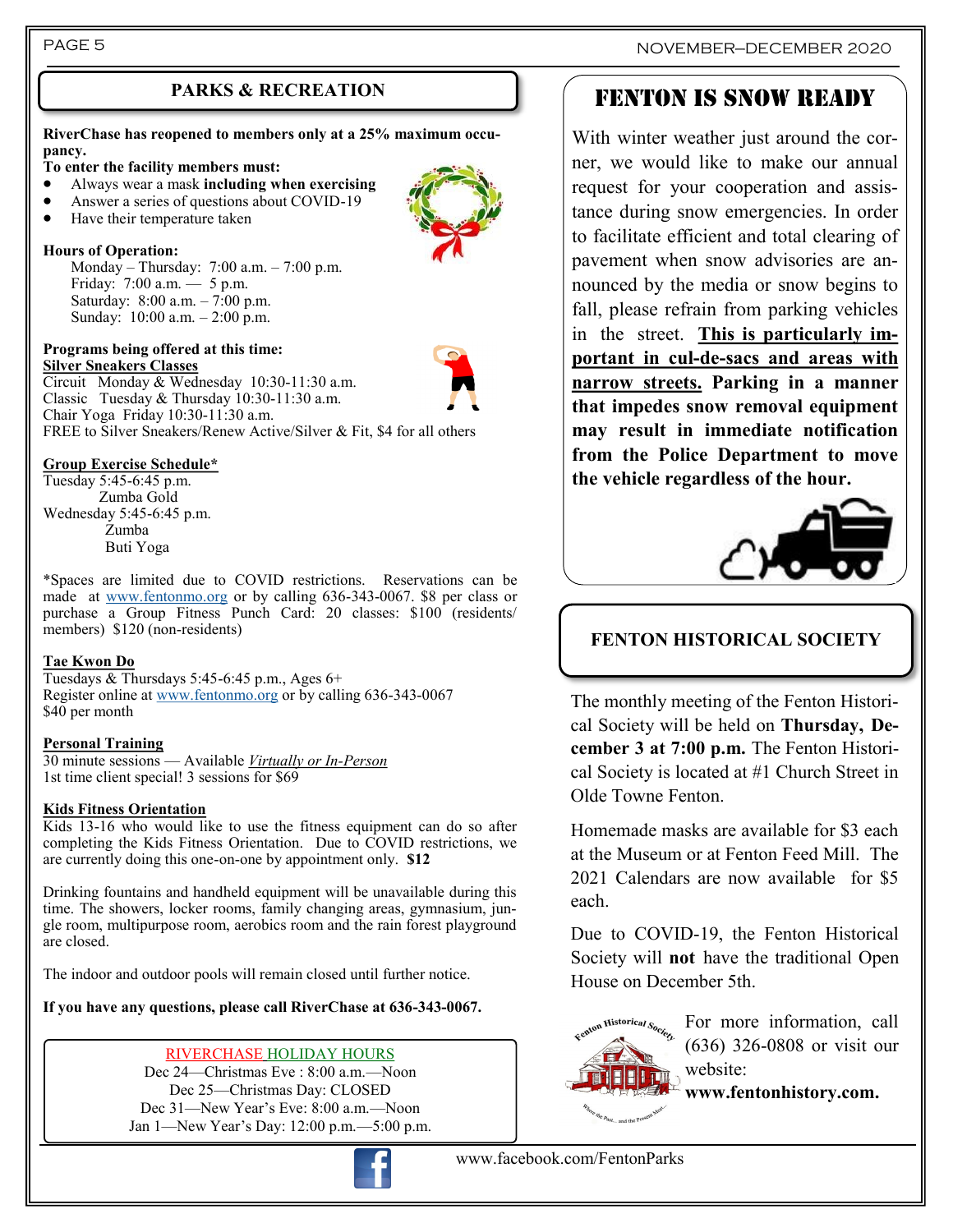## PARKS & RECREATION

**RiverChase has reopened to members only at a 25% maximum occupancy.**

**To enter the facility members must:**

- Always wear a mask **including when exercising**
- Answer a series of questions about COVID-19
- Have their temperature taken

**Hours of Operation:**

Monday – Thursday: 7:00 a.m. – 7:00 p.m.
Friday: 7:00 a.m. — 5 p.m.
Saturday: 8:00 a.m. – 7:00 p.m.
Sunday: 10:00 a.m. – 2:00 p.m.

**Programs being offered at this time:**

**Silver Sneakers Classes**

Circuit Monday & Wednesday 10:30-11:30 a.m.
Classic Tuesday & Thursday 10:30-11:30 a.m.
Chair Yoga Friday 10:30-11:30 a.m.
FREE to Silver Sneakers/Renew Active/Silver & Fit, $4 for all others

**Group Exercise Schedule***

Tuesday 5:45-6:45 p.m.
Zumba Gold
Wednesday 5:45-6:45 p.m.
Zumba
Buti Yoga

*Spaces are limited due to COVID restrictions. Reservations can be made at www.fentonmo.org or by calling 636-343-0067. $8 per class or purchase a Group Fitness Punch Card: 20 classes: $100 (residents/members) $120 (non-residents)

**Tae Kwon Do**

Tuesdays & Thursdays 5:45-6:45 p.m., Ages 6+
Register online at www.fentonmo.org or by calling 636-343-0067
$40 per month

**Personal Training**

30 minute sessions — Available *Virtually or In-Person*
1st time client special! 3 sessions for $69

**Kids Fitness Orientation**

Kids 13-16 who would like to use the fitness equipment can do so after completing the Kids Fitness Orientation. Due to COVID restrictions, we are currently doing this one-on-one by appointment only. **$12**

Drinking fountains and handheld equipment will be unavailable during this time. The showers, locker rooms, family changing areas, gymnasium, jungle room, multipurpose room, aerobics room and the rain forest playground are closed.

The indoor and outdoor pools will remain closed until further notice.

**If you have any questions, please call RiverChase at 636-343-0067.**

### RIVERCHASE HOLIDAY HOURS

Dec 24—Christmas Eve : 8:00 a.m.—Noon
Dec 25—Christmas Day: CLOSED
Dec 31—New Year's Eve: 8:00 a.m.—Noon
Jan 1—New Year's Day: 12:00 p.m.—5:00 p.m.

## FENTON IS SNOW READY

With winter weather just around the corner, we would like to make our annual request for your cooperation and assistance during snow emergencies. In order to facilitate efficient and total clearing of pavement when snow advisories are announced by the media or snow begins to fall, please refrain from parking vehicles in the street. **This is particularly important in cul-de-sacs and areas with narrow streets. Parking in a manner that impedes snow removal equipment may result in immediate notification from the Police Department to move the vehicle regardless of the hour.**

## FENTON HISTORICAL SOCIETY

The monthly meeting of the Fenton Historical Society will be held on **Thursday, December 3 at 7:00 p.m.** The Fenton Historical Society is located at #1 Church Street in Olde Towne Fenton.

Homemade masks are available for $3 each at the Museum or at Fenton Feed Mill. The 2021 Calendars are now available for $5 each.

Due to COVID-19, the Fenton Historical Society will **not** have the traditional Open House on December 5th.

For more information, call (636) 326-0808 or visit our website: **www.fentonhistory.com.**

www.facebook.com/FentonParks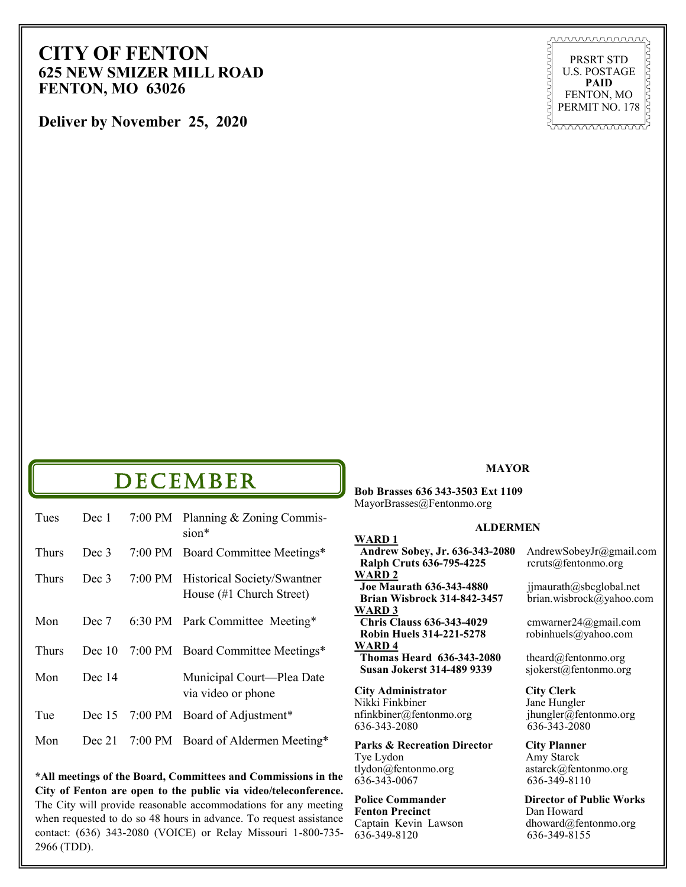**CITY OF FENTON**
**625 NEW SMIZER MILL ROAD**
**FENTON, MO 63026**

**Deliver by November 25, 2020**

PRSRT STD
U.S. POSTAGE
**PAID**
FENTON, MO
PERMIT NO. 178

## DECEMBER

| | | | |
|---|---|---|---|
| Tues | Dec 1 | 7:00 PM | Planning & Zoning Commission* |
| Thurs | Dec 3 | 7:00 PM | Board Committee Meetings* |
| Thurs | Dec 3 | 7:00 PM | Historical Society/Swantner House (#1 Church Street) |
| Mon | Dec 7 | 6:30 PM | Park Committee Meeting* |
| Thurs | Dec 10 | 7:00 PM | Board Committee Meetings* |
| Mon | Dec 14 | | Municipal Court—Plea Date via video or phone |
| Tue | Dec 15 | 7:00 PM | Board of Adjustment* |
| Mon | Dec 21 | 7:00 PM | Board of Aldermen Meeting* |

**\*All meetings of the Board, Committees and Commissions in the City of Fenton are open to the public via video/teleconference.** The City will provide reasonable accommodations for any meeting when requested to do so 48 hours in advance. To request assistance contact: (636) 343-2080 (VOICE) or Relay Missouri 1-800-735-2966 (TDD).

**MAYOR**

**Bob Brasses 636 343-3503 Ext 1109**
MayorBrasses@Fentonmo.org

**ALDERMEN**

**WARD 1**
**Andrew Sobey, Jr. 636-343-2080** AndrewSobeyJr@gmail.com
**Ralph Cruts 636-795-4225** rcruts@fentonmo.org

**WARD 2**
**Joe Maurath 636-343-4880** jjmaurath@sbcglobal.net
**Brian Wisbrock 314-842-3457** brian.wisbrock@yahoo.com

**WARD 3**
**Chris Clauss 636-343-4029** cmwarner24@gmail.com
**Robin Huels 314-221-5278** robinhuels@yahoo.com

**WARD 4**
**Thomas Heard 636-343-2080** theard@fentonmo.org
**Susan Jokerst 314-489 9339** sjokerst@fentonmo.org

**City Administrator**
Nikki Finkbiner
nfinkbiner@fentonmo.org
636-343-2080

**City Clerk**
Jane Hungler
jhungler@fentonmo.org
636-343-2080

**Parks & Recreation Director**
Tye Lydon
tlydon@fentonmo.org
636-343-0067

**City Planner**
Amy Starck
astarck@fentonmo.org
636-349-8110

**Police Commander**
**Fenton Precinct**
Captain Kevin Lawson
636-349-8120

**Director of Public Works**
Dan Howard
dhoward@fentonmo.org
636-349-8155